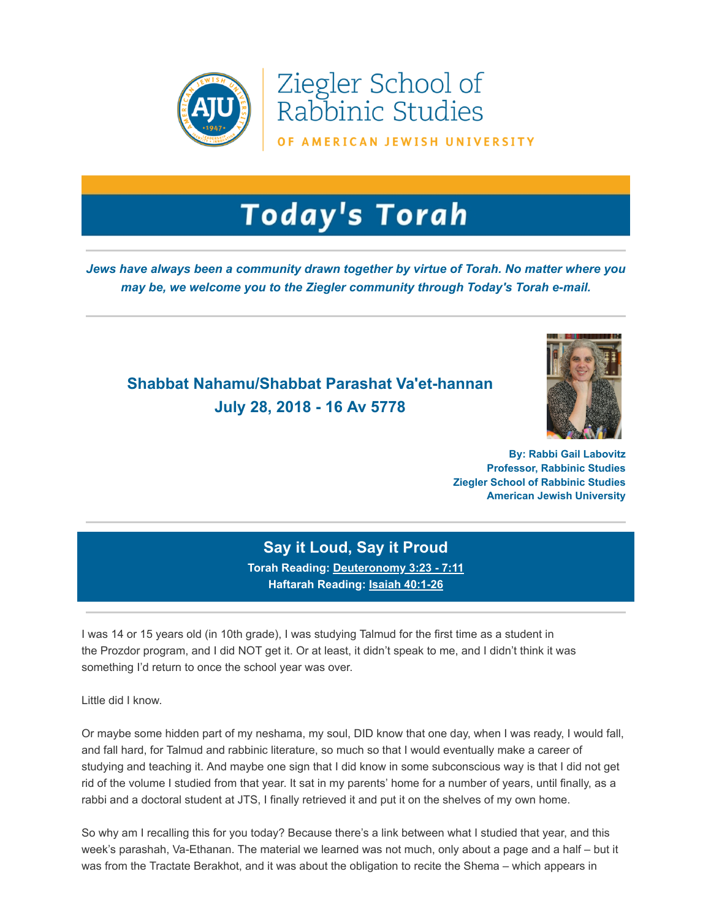Ziegler School of Rabbinic Studies

OF AMERICAN JEWISH UNIVERSITY

# Today's Torah

***Jews have always been a community drawn together by virtue of Torah. No matter where you may be, we welcome you to the Ziegler community through Today's Torah e-mail.***

## Shabbat Nahamu/Shabbat Parashat Va'et-hannan
## July 28, 2018 - 16 Av 5778

**By: Rabbi Gail Labovitz**
**Professor, Rabbinic Studies**
**Ziegler School of Rabbinic Studies**
**American Jewish University**

## Say it Loud, Say it Proud

**Torah Reading: Deuteronomy 3:23 - 7:11**
**Haftarah Reading: Isaiah 40:1-26**

I was 14 or 15 years old (in 10th grade), I was studying Talmud for the first time as a student in the Prozdor program, and I did NOT get it. Or at least, it didn't speak to me, and I didn't think it was something I'd return to once the school year was over.

Little did I know.

Or maybe some hidden part of my neshama, my soul, DID know that one day, when I was ready, I would fall, and fall hard, for Talmud and rabbinic literature, so much so that I would eventually make a career of studying and teaching it. And maybe one sign that I did know in some subconscious way is that I did not get rid of the volume I studied from that year. It sat in my parents' home for a number of years, until finally, as a rabbi and a doctoral student at JTS, I finally retrieved it and put it on the shelves of my own home.

So why am I recalling this for you today? Because there's a link between what I studied that year, and this week's parashah, Va-Ethanan. The material we learned was not much, only about a page and a half – but it was from the Tractate Berakhot, and it was about the obligation to recite the Shema – which appears in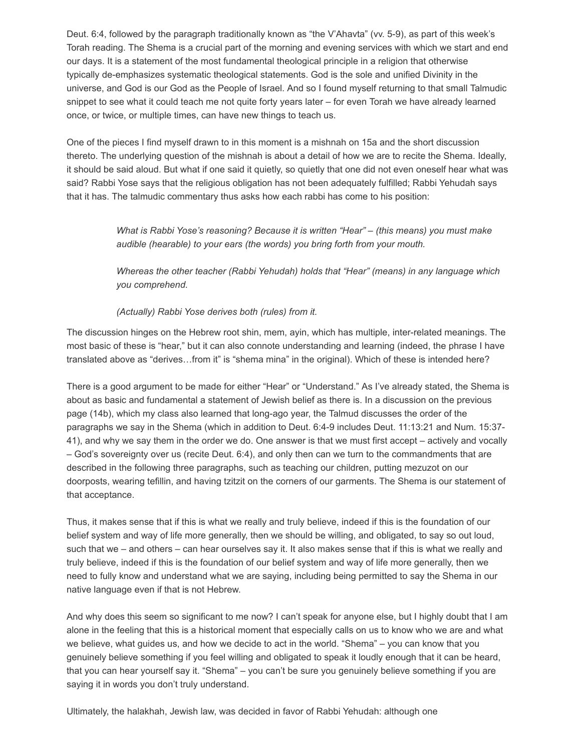Deut. 6:4, followed by the paragraph traditionally known as "the V'Ahavta" (vv. 5-9), as part of this week's Torah reading. The Shema is a crucial part of the morning and evening services with which we start and end our days. It is a statement of the most fundamental theological principle in a religion that otherwise typically de-emphasizes systematic theological statements. God is the sole and unified Divinity in the universe, and God is our God as the People of Israel. And so I found myself returning to that small Talmudic snippet to see what it could teach me not quite forty years later – for even Torah we have already learned once, or twice, or multiple times, can have new things to teach us.

One of the pieces I find myself drawn to in this moment is a mishnah on 15a and the short discussion thereto. The underlying question of the mishnah is about a detail of how we are to recite the Shema. Ideally, it should be said aloud. But what if one said it quietly, so quietly that one did not even oneself hear what was said? Rabbi Yose says that the religious obligation has not been adequately fulfilled; Rabbi Yehudah says that it has. The talmudic commentary thus asks how each rabbi has come to his position:

> *What is Rabbi Yose's reasoning? Because it is written "Hear" – (this means) you must make audible (hearable) to your ears (the words) you bring forth from your mouth.*
>
> *Whereas the other teacher (Rabbi Yehudah) holds that "Hear" (means) in any language which you comprehend.*
>
> *(Actually) Rabbi Yose derives both (rules) from it.*

The discussion hinges on the Hebrew root shin, mem, ayin, which has multiple, inter-related meanings. The most basic of these is "hear," but it can also connote understanding and learning (indeed, the phrase I have translated above as "derives…from it" is "shema mina" in the original). Which of these is intended here?

There is a good argument to be made for either "Hear" or "Understand." As I've already stated, the Shema is about as basic and fundamental a statement of Jewish belief as there is. In a discussion on the previous page (14b), which my class also learned that long-ago year, the Talmud discusses the order of the paragraphs we say in the Shema (which in addition to Deut. 6:4-9 includes Deut. 11:13:21 and Num. 15:37-41), and why we say them in the order we do. One answer is that we must first accept – actively and vocally – God's sovereignty over us (recite Deut. 6:4), and only then can we turn to the commandments that are described in the following three paragraphs, such as teaching our children, putting mezuzot on our doorposts, wearing tefillin, and having tzitzit on the corners of our garments. The Shema is our statement of that acceptance.

Thus, it makes sense that if this is what we really and truly believe, indeed if this is the foundation of our belief system and way of life more generally, then we should be willing, and obligated, to say so out loud, such that we – and others – can hear ourselves say it. It also makes sense that if this is what we really and truly believe, indeed if this is the foundation of our belief system and way of life more generally, then we need to fully know and understand what we are saying, including being permitted to say the Shema in our native language even if that is not Hebrew.

And why does this seem so significant to me now? I can't speak for anyone else, but I highly doubt that I am alone in the feeling that this is a historical moment that especially calls on us to know who we are and what we believe, what guides us, and how we decide to act in the world. "Shema" – you can know that you genuinely believe something if you feel willing and obligated to speak it loudly enough that it can be heard, that you can hear yourself say it. "Shema" – you can't be sure you genuinely believe something if you are saying it in words you don't truly understand.

Ultimately, the halakhah, Jewish law, was decided in favor of Rabbi Yehudah: although one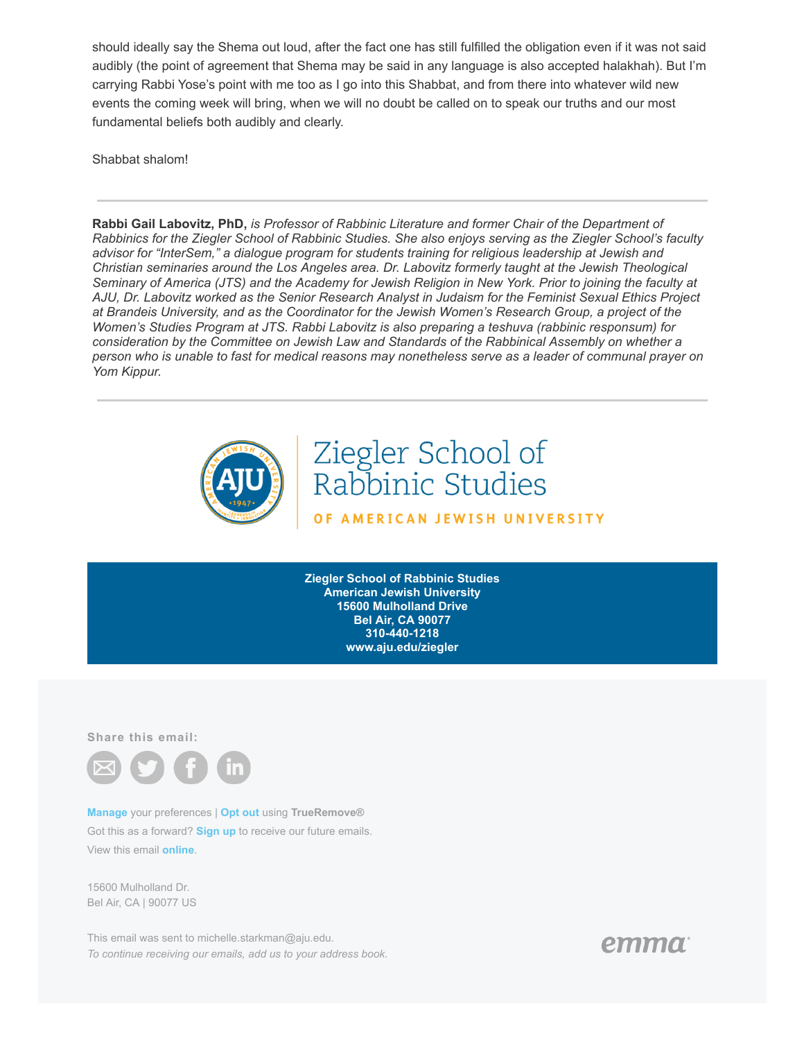should ideally say the Shema out loud, after the fact one has still fulfilled the obligation even if it was not said audibly (the point of agreement that Shema may be said in any language is also accepted halakhah). But I'm carrying Rabbi Yose's point with me too as I go into this Shabbat, and from there into whatever wild new events the coming week will bring, when we will no doubt be called on to speak our truths and our most fundamental beliefs both audibly and clearly.

Shabbat shalom!

---

**Rabbi Gail Labovitz, PhD,** *is Professor of Rabbinic Literature and former Chair of the Department of Rabbinics for the Ziegler School of Rabbinic Studies. She also enjoys serving as the Ziegler School's faculty advisor for "InterSem," a dialogue program for students training for religious leadership at Jewish and Christian seminaries around the Los Angeles area. Dr. Labovitz formerly taught at the Jewish Theological Seminary of America (JTS) and the Academy for Jewish Religion in New York. Prior to joining the faculty at AJU, Dr. Labovitz worked as the Senior Research Analyst in Judaism for the Feminist Sexual Ethics Project at Brandeis University, and as the Coordinator for the Jewish Women's Research Group, a project of the Women's Studies Program at JTS. Rabbi Labovitz is also preparing a teshuva (rabbinic responsum) for consideration by the Committee on Jewish Law and Standards of the Rabbinical Assembly on whether a person who is unable to fast for medical reasons may nonetheless serve as a leader of communal prayer on Yom Kippur.*

---

Ziegler School of Rabbinic Studies
OF AMERICAN JEWISH UNIVERSITY

**Ziegler School of Rabbinic Studies**
**American Jewish University**
**15600 Mulholland Drive**
**Bel Air, CA 90077**
**310-440-1218**
**www.aju.edu/ziegler**

Share this email:

**Manage** your preferences | **Opt out** using **TrueRemove®**
Got this as a forward? **Sign up** to receive our future emails.
View this email **online**.

15600 Mulholland Dr.
Bel Air, CA | 90077 US

This email was sent to michelle.starkman@aju.edu.
*To continue receiving our emails, add us to your address book.*

emma